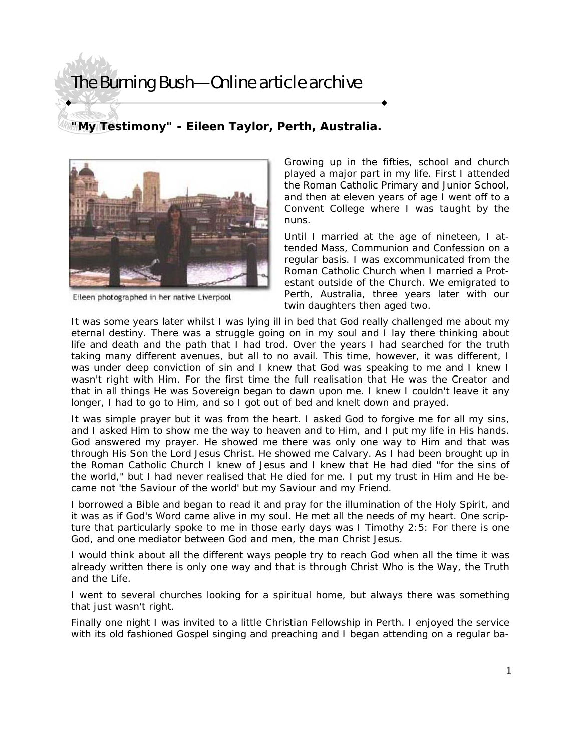# The Burning Bush—Online article archive

## "My Testimony" - Eileen Taylor, Perth, Australia.

Eileen photographed in her native Liverpool

Growing up in the fifties, school and church played a major part in my life. First I attended the Roman Catholic Primary and Junior School, and then at eleven years of age I went off to a Convent College where I was taught by the nuns.

Until I married at the age of nineteen, I attended Mass, Communion and Confession on a regular basis. I was excommunicated from the Roman Catholic Church when I married a Protestant outside of the Church. We emigrated to Perth, Australia, three years later with our twin daughters then aged two.

It was some years later whilst I was lying ill in bed that God really challenged me about my eternal destiny. There was a struggle going on in my soul and I lay there thinking about life and death and the path that I had trod. Over the years I had searched for the truth taking many different avenues, but all to no avail. This time, however, it was different, I was under deep conviction of sin and I knew that God was speaking to me and I knew I wasn't right with Him. For the first time the full realisation that He was the Creator and that in all things He was Sovereign began to dawn upon me. I knew I couldn't leave it any longer, I had to go to Him, and so I got out of bed and knelt down and prayed.

It was simple prayer but it was from the heart. I asked God to forgive me for all my sins, and I asked Him to show me the way to heaven and to Him, and I put my life in His hands. God answered my prayer. He showed me there was only one way to Him and that was through His Son the Lord Jesus Christ. He showed me Calvary. As I had been brought up in the Roman Catholic Church I knew of Jesus and I knew that He had died "for the sins of the world," but I had never realised that He died for me. I put my trust in Him and He became not 'the Saviour of the world' but my Saviour and my Friend.

I borrowed a Bible and began to read it and pray for the illumination of the Holy Spirit, and it was as if God's Word came alive in my soul. He met all the needs of my heart. One scripture that particularly spoke to me in those early days was I Timothy 2:5: For there is one God, and one mediator between God and men, the man Christ Jesus.

I would think about all the different ways people try to reach God when all the time it was already written there is only one way and that is through Christ Who is the Way, the Truth and the Life.

I went to several churches looking for a spiritual home, but always there was something that just wasn't right.

Finally one night I was invited to a little Christian Fellowship in Perth. I enjoyed the service with its old fashioned Gospel singing and preaching and I began attending on a regular ba-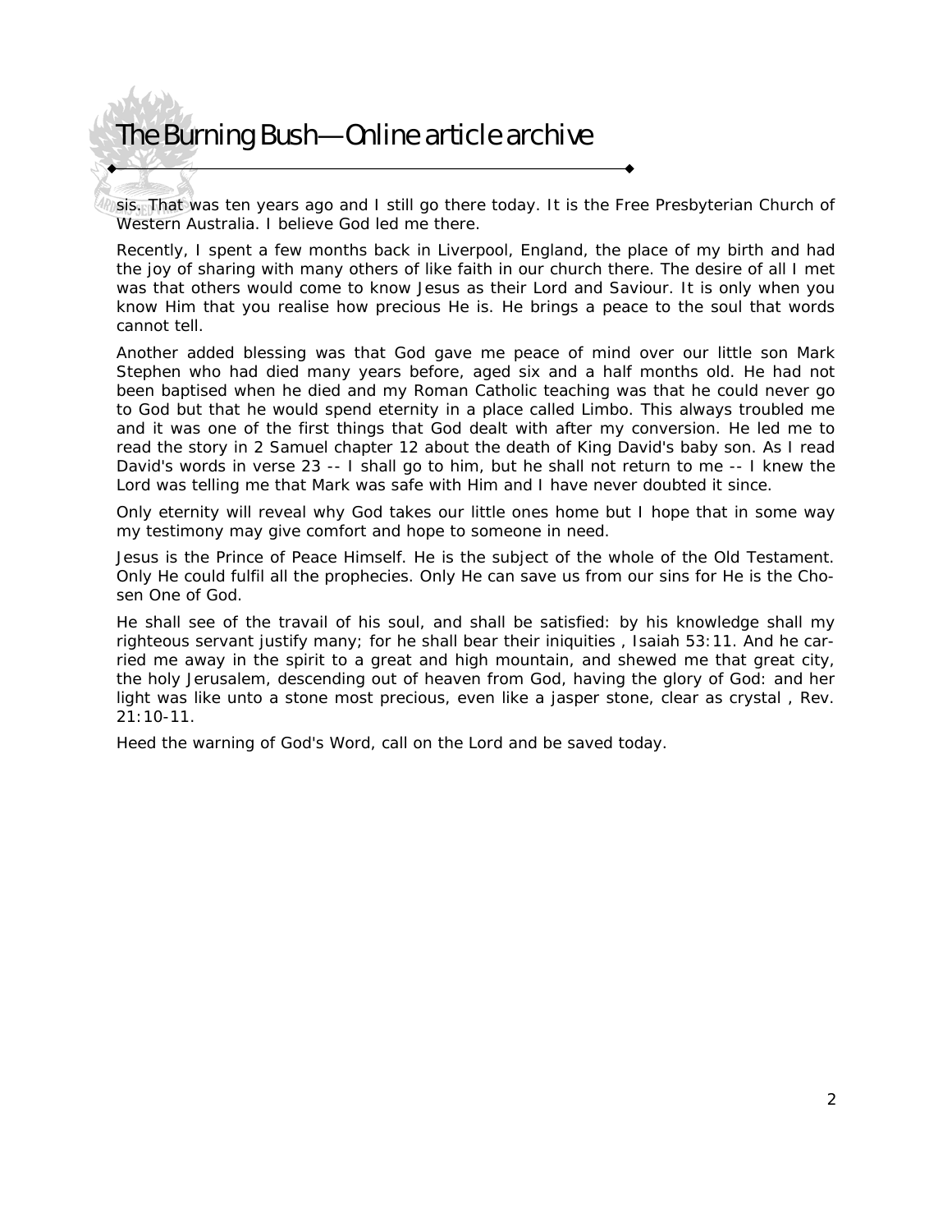sis. That was ten years ago and I still go there today. It is the Free Presbyterian Church of Western Australia. I believe God led me there.

Recently, I spent a few months back in Liverpool, England, the place of my birth and had the joy of sharing with many others of like faith in our church there. The desire of all I met was that others would come to know Jesus as their Lord and Saviour. It is only when you know Him that you realise how precious He is. He brings a peace to the soul that words cannot tell.

Another added blessing was that God gave me peace of mind over our little son Mark Stephen who had died many years before, aged six and a half months old. He had not been baptised when he died and my Roman Catholic teaching was that he could never go to God but that he would spend eternity in a place called Limbo. This always troubled me and it was one of the first things that God dealt with after my conversion. He led me to read the story in 2 Samuel chapter 12 about the death of King David's baby son. As I read David's words in verse 23 -- I shall go to him, but he shall not return to me -- I knew the Lord was telling me that Mark was safe with Him and I have never doubted it since.

Only eternity will reveal why God takes our little ones home but I hope that in some way my testimony may give comfort and hope to someone in need.

Jesus is the Prince of Peace Himself. He is the subject of the whole of the Old Testament. Only He could fulfil all the prophecies. Only He can save us from our sins for He is the Chosen One of God.

He shall see of the travail of his soul, and shall be satisfied: by his knowledge shall my righteous servant justify many; for he shall bear their iniquities , Isaiah 53:11. And he carried me away in the spirit to a great and high mountain, and shewed me that great city, the holy Jerusalem, descending out of heaven from God, having the glory of God: and her light was like unto a stone most precious, even like a jasper stone, clear as crystal , Rev. 21:10-11.

Heed the warning of God's Word, call on the Lord and be saved today.